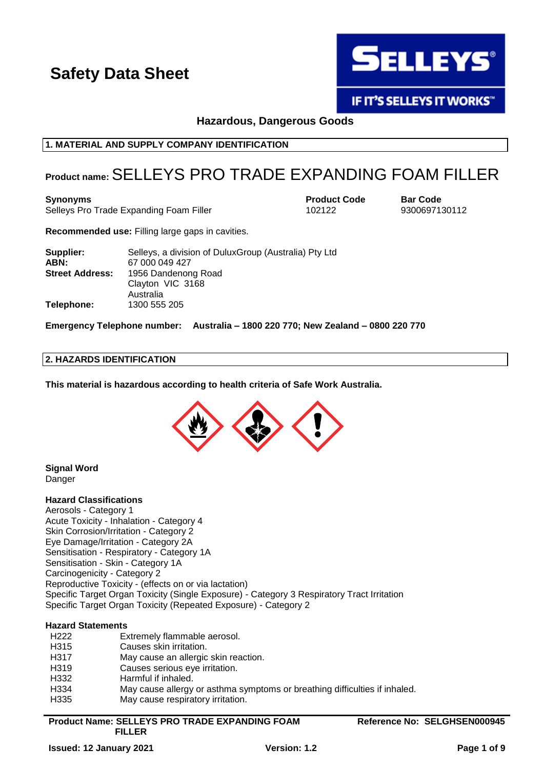# Safety Data Sheet

SELLEYS®
IF IT'S SELLEYS IT WORKS™

**Hazardous, Dangerous Goods**

## 1. MATERIAL AND SUPPLY COMPANY IDENTIFICATION

**Product name:** SELLEYS PRO TRADE EXPANDING FOAM FILLER

| Synonyms | Product Code | Bar Code |
|---|---|---|
| Selleys Pro Trade Expanding Foam Filler | 102122 | 9300697130112 |

**Recommended use:** Filling large gaps in cavities.

| | |
|---|---|
| **Supplier:** | Selleys, a division of DuluxGroup (Australia) Pty Ltd |
| **ABN:** | 67 000 049 427 |
| **Street Address:** | 1956 Dandenong Road<br>Clayton VIC 3168<br>Australia |
| **Telephone:** | 1300 555 205 |

**Emergency Telephone number: Australia – 1800 220 770; New Zealand – 0800 220 770**

## 2. HAZARDS IDENTIFICATION

**This material is hazardous according to health criteria of Safe Work Australia.**

**Signal Word**
Danger

**Hazard Classifications**
Aerosols - Category 1
Acute Toxicity - Inhalation - Category 4
Skin Corrosion/Irritation - Category 2
Eye Damage/Irritation - Category 2A
Sensitisation - Respiratory - Category 1A
Sensitisation - Skin - Category 1A
Carcinogenicity - Category 2
Reproductive Toxicity - (effects on or via lactation)
Specific Target Organ Toxicity (Single Exposure) - Category 3 Respiratory Tract Irritation
Specific Target Organ Toxicity (Repeated Exposure) - Category 2

**Hazard Statements**

| | |
|---|---|
| H222 | Extremely flammable aerosol. |
| H315 | Causes skin irritation. |
| H317 | May cause an allergic skin reaction. |
| H319 | Causes serious eye irritation. |
| H332 | Harmful if inhaled. |
| H334 | May cause allergy or asthma symptoms or breathing difficulties if inhaled. |
| H335 | May cause respiratory irritation. |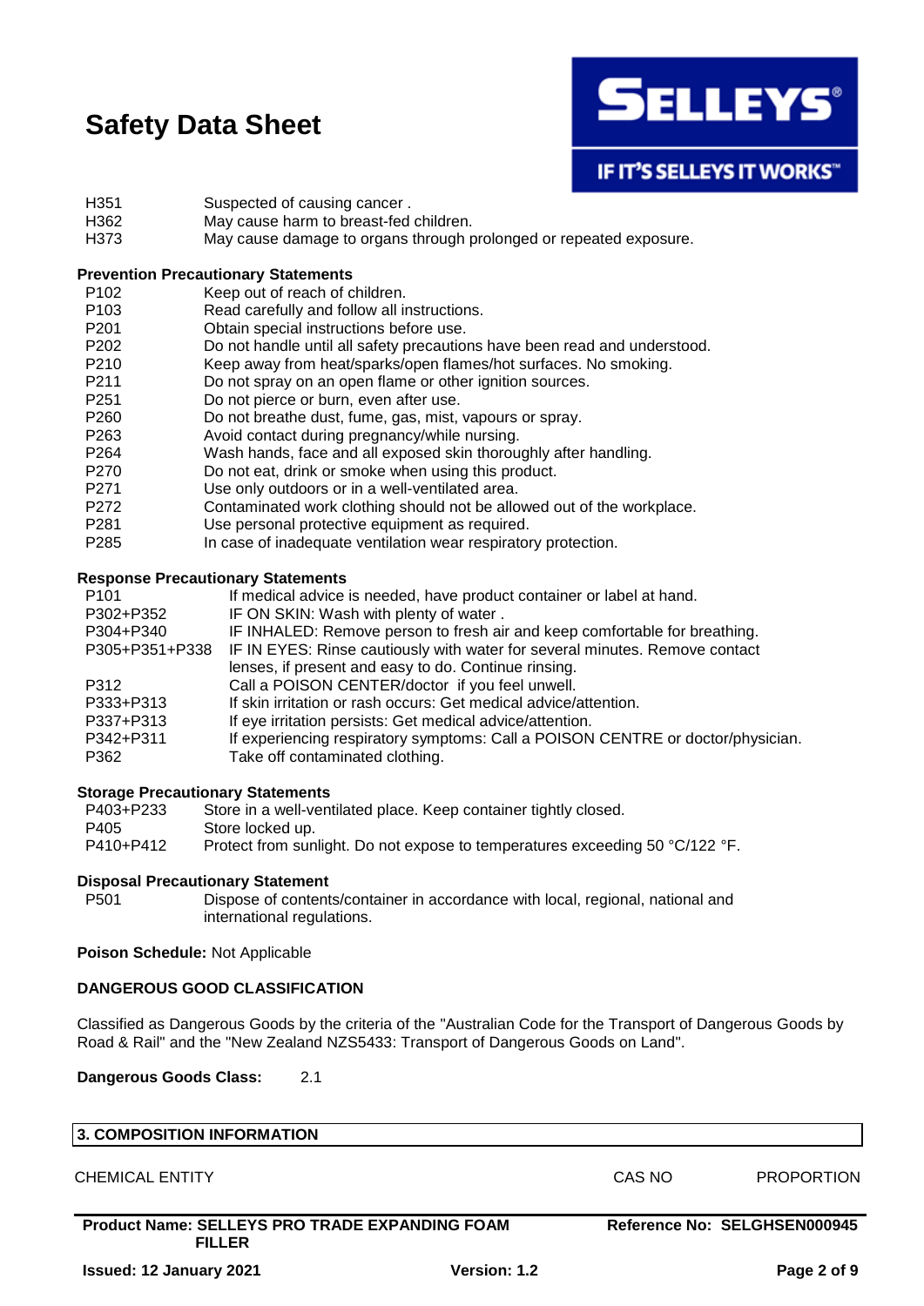| | |
|---|---|
| H351 | Suspected of causing cancer . |
| H362 | May cause harm to breast-fed children. |
| H373 | May cause damage to organs through prolonged or repeated exposure. |

**Prevention Precautionary Statements**

| | |
|---|---|
| P102 | Keep out of reach of children. |
| P103 | Read carefully and follow all instructions. |
| P201 | Obtain special instructions before use. |
| P202 | Do not handle until all safety precautions have been read and understood. |
| P210 | Keep away from heat/sparks/open flames/hot surfaces. No smoking. |
| P211 | Do not spray on an open flame or other ignition sources. |
| P251 | Do not pierce or burn, even after use. |
| P260 | Do not breathe dust, fume, gas, mist, vapours or spray. |
| P263 | Avoid contact during pregnancy/while nursing. |
| P264 | Wash hands, face and all exposed skin thoroughly after handling. |
| P270 | Do not eat, drink or smoke when using this product. |
| P271 | Use only outdoors or in a well-ventilated area. |
| P272 | Contaminated work clothing should not be allowed out of the workplace. |
| P281 | Use personal protective equipment as required. |
| P285 | In case of inadequate ventilation wear respiratory protection. |

**Response Precautionary Statements**

| | |
|---|---|
| P101 | If medical advice is needed, have product container or label at hand. |
| P302+P352 | IF ON SKIN: Wash with plenty of water . |
| P304+P340 | IF INHALED: Remove person to fresh air and keep comfortable for breathing. |
| P305+P351+P338 | IF IN EYES: Rinse cautiously with water for several minutes. Remove contact lenses, if present and easy to do. Continue rinsing. |
| P312 | Call a POISON CENTER/doctor if you feel unwell. |
| P333+P313 | If skin irritation or rash occurs: Get medical advice/attention. |
| P337+P313 | If eye irritation persists: Get medical advice/attention. |
| P342+P311 | If experiencing respiratory symptoms: Call a POISON CENTRE or doctor/physician. |
| P362 | Take off contaminated clothing. |

**Storage Precautionary Statements**

| | |
|---|---|
| P403+P233 | Store in a well-ventilated place. Keep container tightly closed. |
| P405 | Store locked up. |
| P410+P412 | Protect from sunlight. Do not expose to temperatures exceeding 50 °C/122 °F. |

**Disposal Precautionary Statement**

| | |
|---|---|
| P501 | Dispose of contents/container in accordance with local, regional, national and international regulations. |

**Poison Schedule:** Not Applicable

**DANGEROUS GOOD CLASSIFICATION**

Classified as Dangerous Goods by the criteria of the "Australian Code for the Transport of Dangerous Goods by Road & Rail" and the "New Zealand NZS5433: Transport of Dangerous Goods on Land".

**Dangerous Goods Class:** 2.1

## 3. COMPOSITION INFORMATION

| CHEMICAL ENTITY | CAS NO | PROPORTION |
|---|---|---|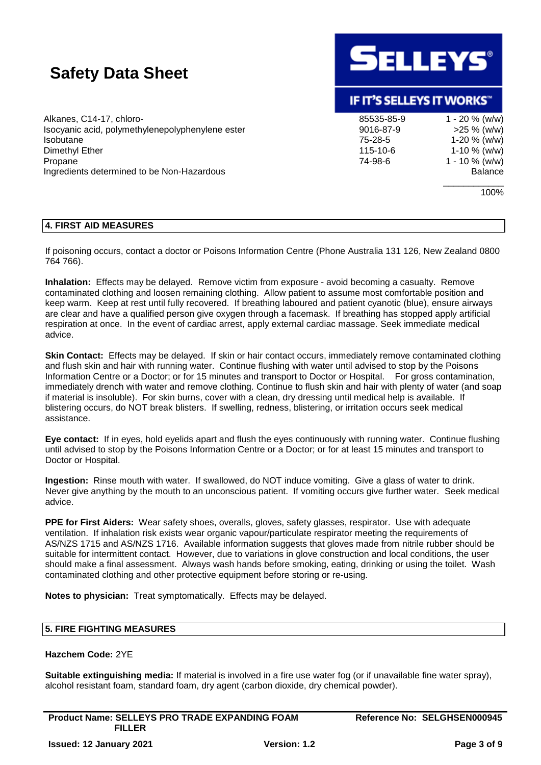| Ingredient | CAS No. | Proportion |
|---|---|---|
| Alkanes, C14-17, chloro- | 85535-85-9 | 1 - 20 % (w/w) |
| Isocyanic acid, polymethylenepolyphenylene ester | 9016-87-9 | >25 % (w/w) |
| Isobutane | 75-28-5 | 1-20 % (w/w) |
| Dimethyl Ether | 115-10-6 | 1-10 % (w/w) |
| Propane | 74-98-6 | 1 - 10 % (w/w) |
| Ingredients determined to be Non-Hazardous | | Balance |
| | | 100% |

## 4. FIRST AID MEASURES

If poisoning occurs, contact a doctor or Poisons Information Centre (Phone Australia 131 126, New Zealand 0800 764 766).

**Inhalation:** Effects may be delayed. Remove victim from exposure - avoid becoming a casualty. Remove contaminated clothing and loosen remaining clothing. Allow patient to assume most comfortable position and keep warm. Keep at rest until fully recovered. If breathing laboured and patient cyanotic (blue), ensure airways are clear and have a qualified person give oxygen through a facemask. If breathing has stopped apply artificial respiration at once. In the event of cardiac arrest, apply external cardiac massage. Seek immediate medical advice.

**Skin Contact:** Effects may be delayed. If skin or hair contact occurs, immediately remove contaminated clothing and flush skin and hair with running water. Continue flushing with water until advised to stop by the Poisons Information Centre or a Doctor; or for 15 minutes and transport to Doctor or Hospital. For gross contamination, immediately drench with water and remove clothing. Continue to flush skin and hair with plenty of water (and soap if material is insoluble). For skin burns, cover with a clean, dry dressing until medical help is available. If blistering occurs, do NOT break blisters. If swelling, redness, blistering, or irritation occurs seek medical assistance.

**Eye contact:** If in eyes, hold eyelids apart and flush the eyes continuously with running water. Continue flushing until advised to stop by the Poisons Information Centre or a Doctor; or for at least 15 minutes and transport to Doctor or Hospital.

**Ingestion:** Rinse mouth with water. If swallowed, do NOT induce vomiting. Give a glass of water to drink. Never give anything by the mouth to an unconscious patient. If vomiting occurs give further water. Seek medical advice.

**PPE for First Aiders:** Wear safety shoes, overalls, gloves, safety glasses, respirator. Use with adequate ventilation. If inhalation risk exists wear organic vapour/particulate respirator meeting the requirements of AS/NZS 1715 and AS/NZS 1716. Available information suggests that gloves made from nitrile rubber should be suitable for intermittent contact. However, due to variations in glove construction and local conditions, the user should make a final assessment. Always wash hands before smoking, eating, drinking or using the toilet. Wash contaminated clothing and other protective equipment before storing or re-using.

**Notes to physician:** Treat symptomatically. Effects may be delayed.

## 5. FIRE FIGHTING MEASURES

**Hazchem Code:** 2YE

**Suitable extinguishing media:** If material is involved in a fire use water fog (or if unavailable fine water spray), alcohol resistant foam, standard foam, dry agent (carbon dioxide, dry chemical powder).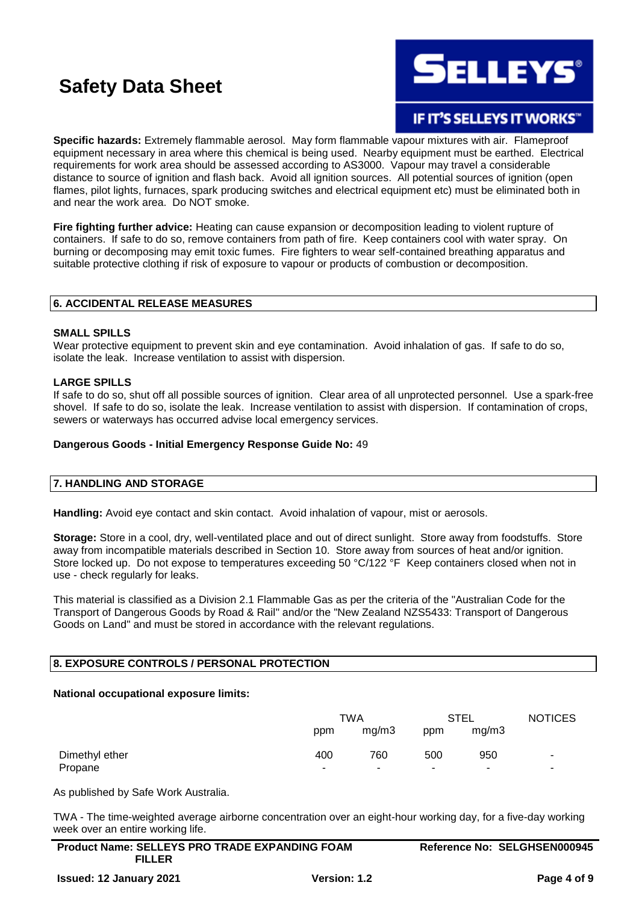**Specific hazards:** Extremely flammable aerosol. May form flammable vapour mixtures with air. Flameproof equipment necessary in area where this chemical is being used. Nearby equipment must be earthed. Electrical requirements for work area should be assessed according to AS3000. Vapour may travel a considerable distance to source of ignition and flash back. Avoid all ignition sources. All potential sources of ignition (open flames, pilot lights, furnaces, spark producing switches and electrical equipment etc) must be eliminated both in and near the work area. Do NOT smoke.

**Fire fighting further advice:** Heating can cause expansion or decomposition leading to violent rupture of containers. If safe to do so, remove containers from path of fire. Keep containers cool with water spray. On burning or decomposing may emit toxic fumes. Fire fighters to wear self-contained breathing apparatus and suitable protective clothing if risk of exposure to vapour or products of combustion or decomposition.

## 6. ACCIDENTAL RELEASE MEASURES

**SMALL SPILLS**

Wear protective equipment to prevent skin and eye contamination. Avoid inhalation of gas. If safe to do so, isolate the leak. Increase ventilation to assist with dispersion.

**LARGE SPILLS**

If safe to do so, shut off all possible sources of ignition. Clear area of all unprotected personnel. Use a spark-free shovel. If safe to do so, isolate the leak. Increase ventilation to assist with dispersion. If contamination of crops, sewers or waterways has occurred advise local emergency services.

**Dangerous Goods - Initial Emergency Response Guide No:** 49

## 7. HANDLING AND STORAGE

**Handling:** Avoid eye contact and skin contact. Avoid inhalation of vapour, mist or aerosols.

**Storage:** Store in a cool, dry, well-ventilated place and out of direct sunlight. Store away from foodstuffs. Store away from incompatible materials described in Section 10. Store away from sources of heat and/or ignition. Store locked up. Do not expose to temperatures exceeding 50 °C/122 °F Keep containers closed when not in use - check regularly for leaks.

This material is classified as a Division 2.1 Flammable Gas as per the criteria of the "Australian Code for the Transport of Dangerous Goods by Road & Rail" and/or the "New Zealand NZS5433: Transport of Dangerous Goods on Land" and must be stored in accordance with the relevant regulations.

## 8. EXPOSURE CONTROLS / PERSONAL PROTECTION

**National occupational exposure limits:**

| | TWA | | STEL | | NOTICES |
|---|---|---|---|---|---|
| | ppm | mg/m3 | ppm | mg/m3 | |
| Dimethyl ether | 400 | 760 | 500 | 950 | - |
| Propane | - | - | - | - | - |

As published by Safe Work Australia.

TWA - The time-weighted average airborne concentration over an eight-hour working day, for a five-day working week over an entire working life.

**Product Name: SELLEYS PRO TRADE EXPANDING FOAM FILLER** | **Reference No: SELGHSEN000945**

**Issued: 12 January 2021** | **Version: 1.2**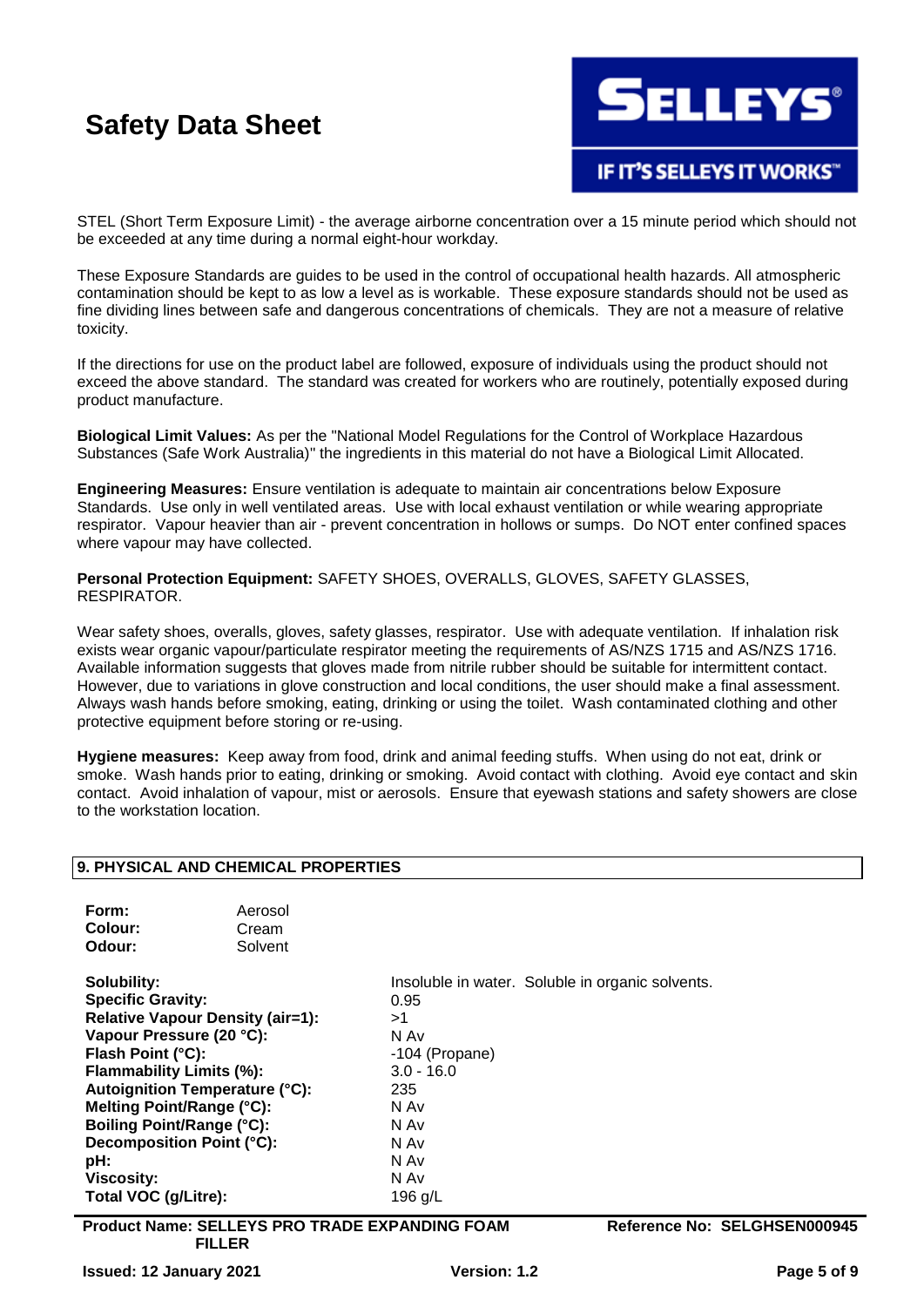STEL (Short Term Exposure Limit) - the average airborne concentration over a 15 minute period which should not be exceeded at any time during a normal eight-hour workday.

These Exposure Standards are guides to be used in the control of occupational health hazards. All atmospheric contamination should be kept to as low a level as is workable. These exposure standards should not be used as fine dividing lines between safe and dangerous concentrations of chemicals. They are not a measure of relative toxicity.

If the directions for use on the product label are followed, exposure of individuals using the product should not exceed the above standard. The standard was created for workers who are routinely, potentially exposed during product manufacture.

**Biological Limit Values:** As per the "National Model Regulations for the Control of Workplace Hazardous Substances (Safe Work Australia)" the ingredients in this material do not have a Biological Limit Allocated.

**Engineering Measures:** Ensure ventilation is adequate to maintain air concentrations below Exposure Standards. Use only in well ventilated areas. Use with local exhaust ventilation or while wearing appropriate respirator. Vapour heavier than air - prevent concentration in hollows or sumps. Do NOT enter confined spaces where vapour may have collected.

**Personal Protection Equipment:** SAFETY SHOES, OVERALLS, GLOVES, SAFETY GLASSES, RESPIRATOR.

Wear safety shoes, overalls, gloves, safety glasses, respirator. Use with adequate ventilation. If inhalation risk exists wear organic vapour/particulate respirator meeting the requirements of AS/NZS 1715 and AS/NZS 1716. Available information suggests that gloves made from nitrile rubber should be suitable for intermittent contact. However, due to variations in glove construction and local conditions, the user should make a final assessment. Always wash hands before smoking, eating, drinking or using the toilet. Wash contaminated clothing and other protective equipment before storing or re-using.

**Hygiene measures:** Keep away from food, drink and animal feeding stuffs. When using do not eat, drink or smoke. Wash hands prior to eating, drinking or smoking. Avoid contact with clothing. Avoid eye contact and skin contact. Avoid inhalation of vapour, mist or aerosols. Ensure that eyewash stations and safety showers are close to the workstation location.

## 9. PHYSICAL AND CHEMICAL PROPERTIES

**Form:** Aerosol
**Colour:** Cream
**Odour:** Solvent

| | |
|---|---|
| **Solubility:** | Insoluble in water. Soluble in organic solvents. |
| **Specific Gravity:** | 0.95 |
| **Relative Vapour Density (air=1):** | >1 |
| **Vapour Pressure (20 °C):** | N Av |
| **Flash Point (°C):** | -104 (Propane) |
| **Flammability Limits (%):** | 3.0 - 16.0 |
| **Autoignition Temperature (°C):** | 235 |
| **Melting Point/Range (°C):** | N Av |
| **Boiling Point/Range (°C):** | N Av |
| **Decomposition Point (°C):** | N Av |
| **pH:** | N Av |
| **Viscosity:** | N Av |
| **Total VOC (g/Litre):** | 196 g/L |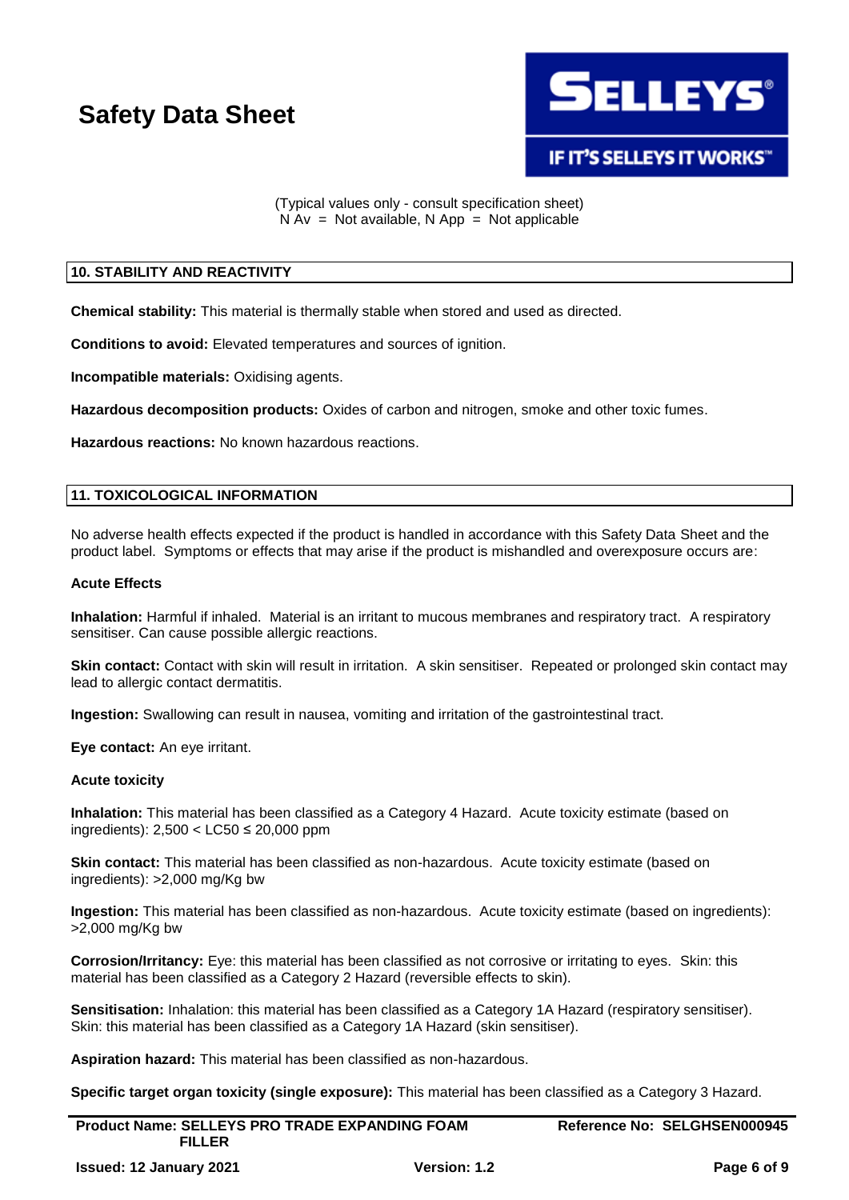(Typical values only - consult specification sheet)
N Av = Not available, N App = Not applicable

## 10. STABILITY AND REACTIVITY

**Chemical stability:** This material is thermally stable when stored and used as directed.

**Conditions to avoid:** Elevated temperatures and sources of ignition.

**Incompatible materials:** Oxidising agents.

**Hazardous decomposition products:** Oxides of carbon and nitrogen, smoke and other toxic fumes.

**Hazardous reactions:** No known hazardous reactions.

## 11. TOXICOLOGICAL INFORMATION

No adverse health effects expected if the product is handled in accordance with this Safety Data Sheet and the product label. Symptoms or effects that may arise if the product is mishandled and overexposure occurs are:

**Acute Effects**

**Inhalation:** Harmful if inhaled. Material is an irritant to mucous membranes and respiratory tract. A respiratory sensitiser. Can cause possible allergic reactions.

**Skin contact:** Contact with skin will result in irritation. A skin sensitiser. Repeated or prolonged skin contact may lead to allergic contact dermatitis.

**Ingestion:** Swallowing can result in nausea, vomiting and irritation of the gastrointestinal tract.

**Eye contact:** An eye irritant.

**Acute toxicity**

**Inhalation:** This material has been classified as a Category 4 Hazard. Acute toxicity estimate (based on ingredients): 2,500 < LC50 ≤ 20,000 ppm

**Skin contact:** This material has been classified as non-hazardous. Acute toxicity estimate (based on ingredients): >2,000 mg/Kg bw

**Ingestion:** This material has been classified as non-hazardous. Acute toxicity estimate (based on ingredients): >2,000 mg/Kg bw

**Corrosion/Irritancy:** Eye: this material has been classified as not corrosive or irritating to eyes. Skin: this material has been classified as a Category 2 Hazard (reversible effects to skin).

**Sensitisation:** Inhalation: this material has been classified as a Category 1A Hazard (respiratory sensitiser). Skin: this material has been classified as a Category 1A Hazard (skin sensitiser).

**Aspiration hazard:** This material has been classified as non-hazardous.

**Specific target organ toxicity (single exposure):** This material has been classified as a Category 3 Hazard.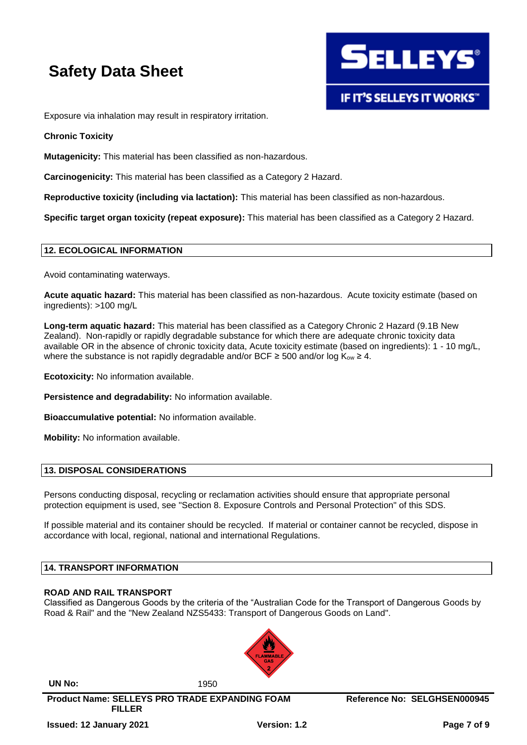Exposure via inhalation may result in respiratory irritation.

**Chronic Toxicity**

**Mutagenicity:** This material has been classified as non-hazardous.

**Carcinogenicity:** This material has been classified as a Category 2 Hazard.

**Reproductive toxicity (including via lactation):** This material has been classified as non-hazardous.

**Specific target organ toxicity (repeat exposure):** This material has been classified as a Category 2 Hazard.

## 12. ECOLOGICAL INFORMATION

Avoid contaminating waterways.

**Acute aquatic hazard:** This material has been classified as non-hazardous. Acute toxicity estimate (based on ingredients): >100 mg/L

**Long-term aquatic hazard:** This material has been classified as a Category Chronic 2 Hazard (9.1B New Zealand). Non-rapidly or rapidly degradable substance for which there are adequate chronic toxicity data available OR in the absence of chronic toxicity data, Acute toxicity estimate (based on ingredients): 1 - 10 mg/L, where the substance is not rapidly degradable and/or BCF ≥ 500 and/or log $K_{ow}$ ≥ 4.

**Ecotoxicity:** No information available.

**Persistence and degradability:** No information available.

**Bioaccumulative potential:** No information available.

**Mobility:** No information available.

## 13. DISPOSAL CONSIDERATIONS

Persons conducting disposal, recycling or reclamation activities should ensure that appropriate personal protection equipment is used, see "Section 8. Exposure Controls and Personal Protection" of this SDS.

If possible material and its container should be recycled. If material or container cannot be recycled, dispose in accordance with local, regional, national and international Regulations.

## 14. TRANSPORT INFORMATION

**ROAD AND RAIL TRANSPORT**

Classified as Dangerous Goods by the criteria of the “Australian Code for the Transport of Dangerous Goods by Road & Rail" and the "New Zealand NZS5433: Transport of Dangerous Goods on Land".

FLAMMABLE GAS 2

**UN No:** 1950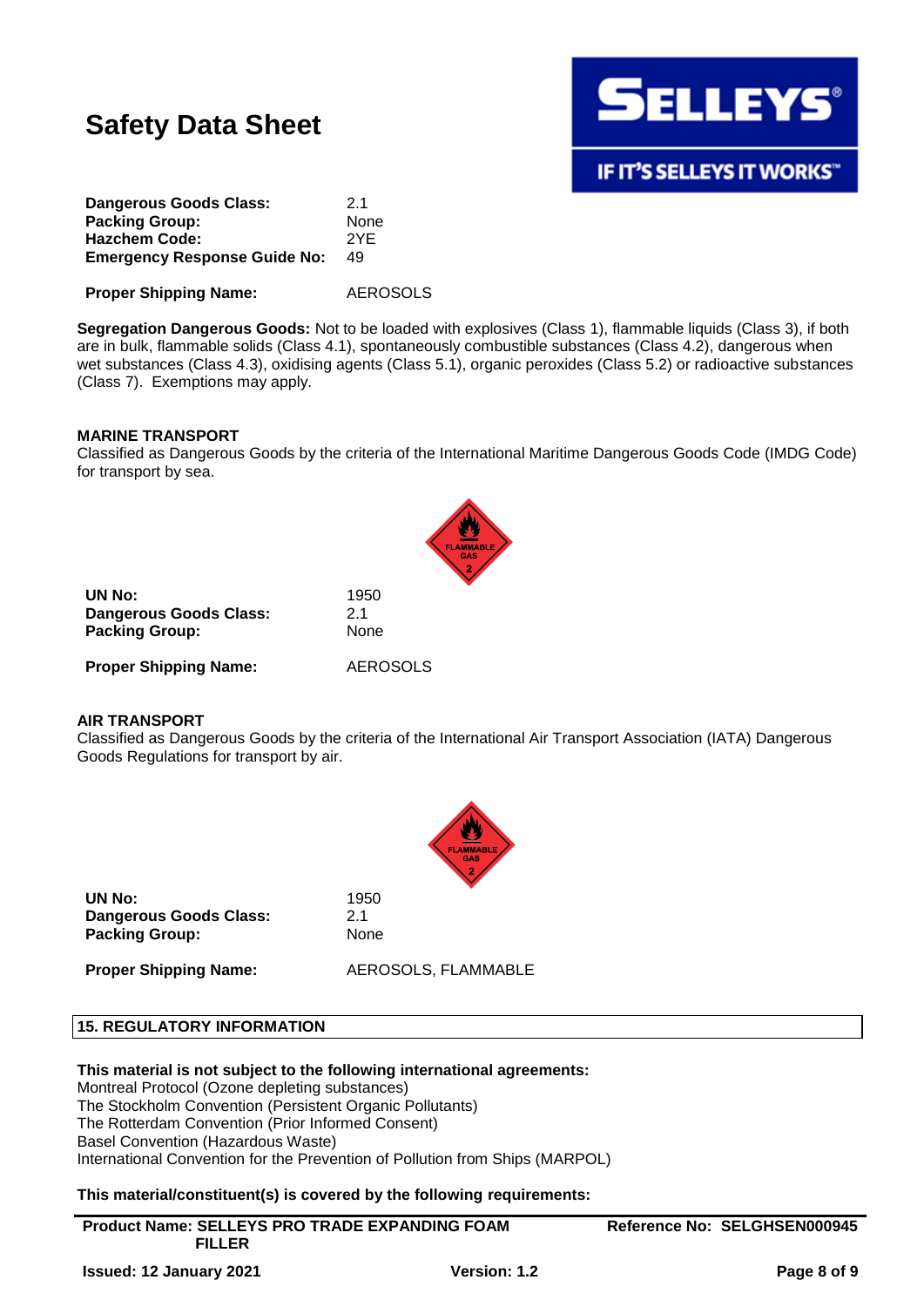# Safety Data Sheet

| | |
|---|---|
| **Dangerous Goods Class:** | 2.1 |
| **Packing Group:** | None |
| **Hazchem Code:** | 2YE |
| **Emergency Response Guide No:** | 49 |

**Proper Shipping Name:** AEROSOLS

**Segregation Dangerous Goods:** Not to be loaded with explosives (Class 1), flammable liquids (Class 3), if both are in bulk, flammable solids (Class 4.1), spontaneously combustible substances (Class 4.2), dangerous when wet substances (Class 4.3), oxidising agents (Class 5.1), organic peroxides (Class 5.2) or radioactive substances (Class 7). Exemptions may apply.

**MARINE TRANSPORT**

Classified as Dangerous Goods by the criteria of the International Maritime Dangerous Goods Code (IMDG Code) for transport by sea.

| | |
|---|---|
| **UN No:** | 1950 |
| **Dangerous Goods Class:** | 2.1 |
| **Packing Group:** | None |

**Proper Shipping Name:** AEROSOLS

**AIR TRANSPORT**

Classified as Dangerous Goods by the criteria of the International Air Transport Association (IATA) Dangerous Goods Regulations for transport by air.

| | |
|---|---|
| **UN No:** | 1950 |
| **Dangerous Goods Class:** | 2.1 |
| **Packing Group:** | None |

**Proper Shipping Name:** AEROSOLS, FLAMMABLE

## 15. REGULATORY INFORMATION

**This material is not subject to the following international agreements:**

Montreal Protocol (Ozone depleting substances)
The Stockholm Convention (Persistent Organic Pollutants)
The Rotterdam Convention (Prior Informed Consent)
Basel Convention (Hazardous Waste)
International Convention for the Prevention of Pollution from Ships (MARPOL)

**This material/constituent(s) is covered by the following requirements:**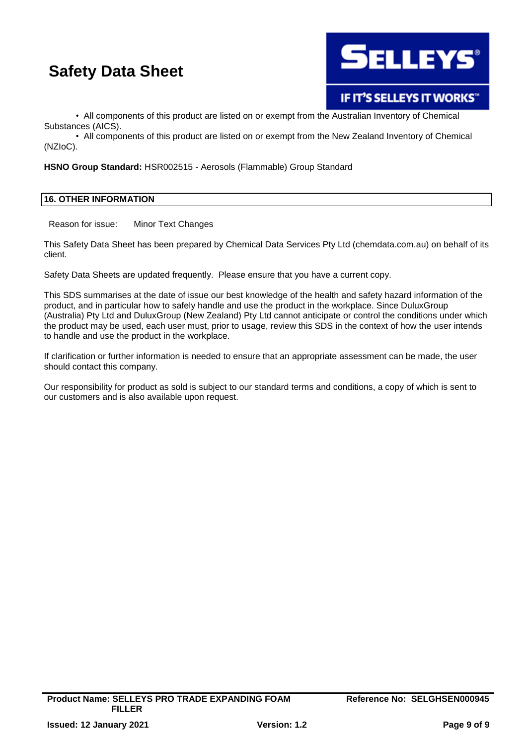• All components of this product are listed on or exempt from the Australian Inventory of Chemical Substances (AICS).

• All components of this product are listed on or exempt from the New Zealand Inventory of Chemical (NZIoC).

**HSNO Group Standard:** HSR002515 - Aerosols (Flammable) Group Standard

## 16. OTHER INFORMATION

Reason for issue: Minor Text Changes

This Safety Data Sheet has been prepared by Chemical Data Services Pty Ltd (chemdata.com.au) on behalf of its client.

Safety Data Sheets are updated frequently. Please ensure that you have a current copy.

This SDS summarises at the date of issue our best knowledge of the health and safety hazard information of the product, and in particular how to safely handle and use the product in the workplace. Since DuluxGroup (Australia) Pty Ltd and DuluxGroup (New Zealand) Pty Ltd cannot anticipate or control the conditions under which the product may be used, each user must, prior to usage, review this SDS in the context of how the user intends to handle and use the product in the workplace.

If clarification or further information is needed to ensure that an appropriate assessment can be made, the user should contact this company.

Our responsibility for product as sold is subject to our standard terms and conditions, a copy of which is sent to our customers and is also available upon request.